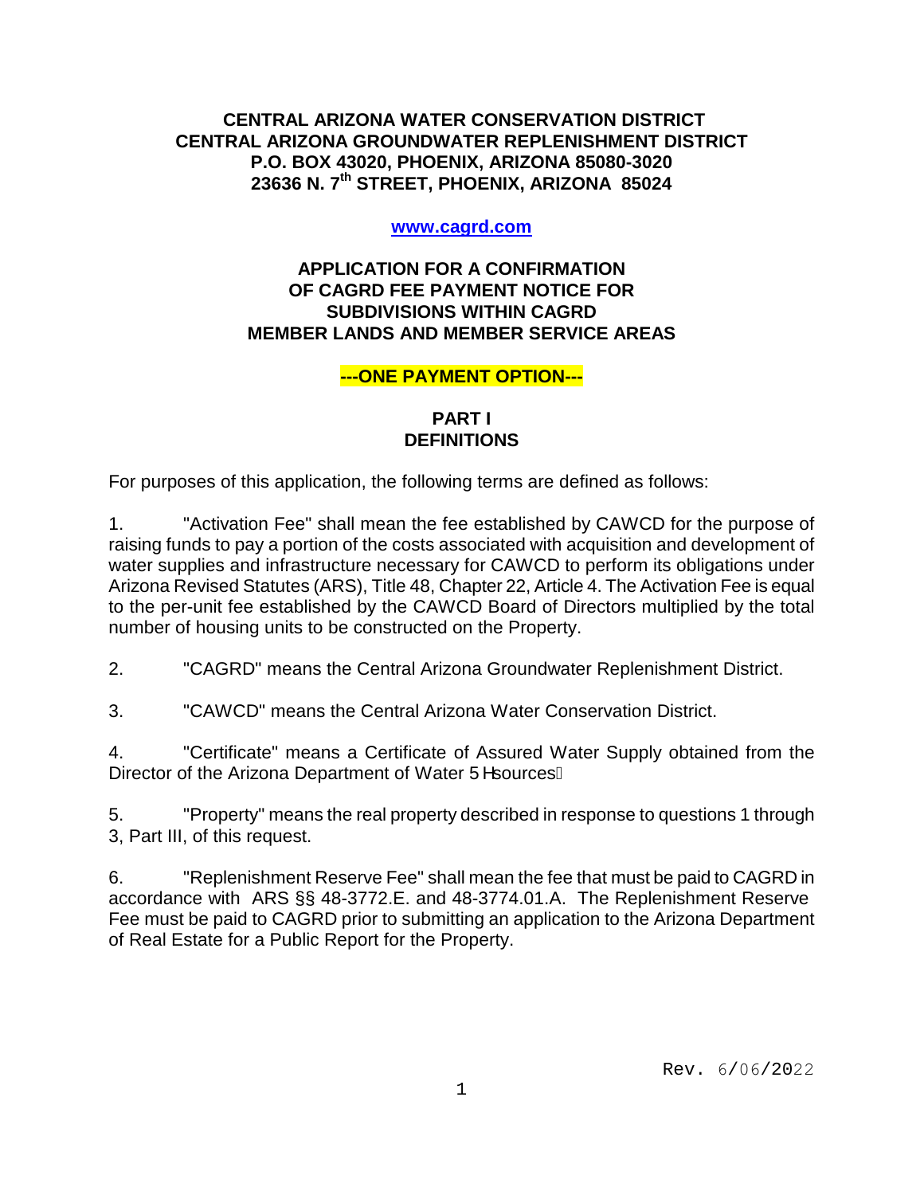**CENTRAL ARIZONA WATER CONSERVATION DISTRICT**
**CENTRAL ARIZONA GROUNDWATER REPLENISHMENT DISTRICT**
**P.O. BOX 43020, PHOENIX, ARIZONA 85080-3020**
**23636 N. 7th STREET, PHOENIX, ARIZONA 85024**

**www.cagrd.com**

# APPLICATION FOR A CONFIRMATION OF CAGRD FEE PAYMENT NOTICE FOR SUBDIVISIONS WITHIN CAGRD MEMBER LANDS AND MEMBER SERVICE AREAS

**---ONE PAYMENT OPTION---**

## PART I
## DEFINITIONS

For purposes of this application, the following terms are defined as follows:

1. "Activation Fee" shall mean the fee established by CAWCD for the purpose of raising funds to pay a portion of the costs associated with acquisition and development of water supplies and infrastructure necessary for CAWCD to perform its obligations under Arizona Revised Statutes (ARS), Title 48, Chapter 22, Article 4. The Activation Fee is equal to the per-unit fee established by the CAWCD Board of Directors multiplied by the total number of housing units to be constructed on the Property.

2. "CAGRD" means the Central Arizona Groundwater Replenishment District.

3. "CAWCD" means the Central Arizona Water Conservation District.

4. "Certificate" means a Certificate of Assured Water Supply obtained from the Director of the Arizona Department of Water Resources.

5. "Property" means the real property described in response to questions 1 through 3, Part III, of this request.

6. "Replenishment Reserve Fee" shall mean the fee that must be paid to CAGRD in accordance with ARS §§ 48-3772.E. and 48-3774.01.A. The Replenishment Reserve Fee must be paid to CAGRD prior to submitting an application to the Arizona Department of Real Estate for a Public Report for the Property.

Rev. 6/06/2022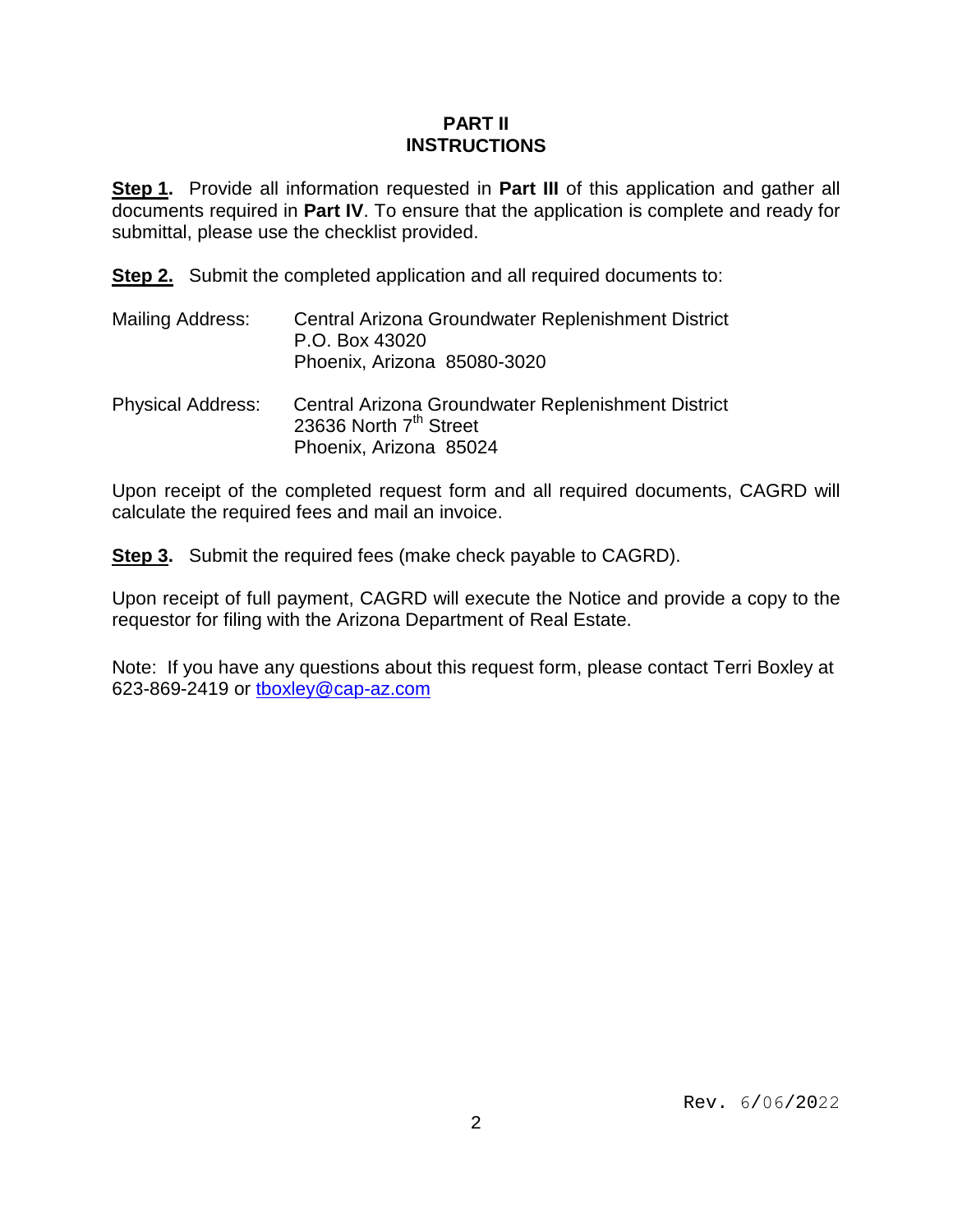# PART II
# INSTRUCTIONS

**Step 1.** Provide all information requested in **Part III** of this application and gather all documents required in **Part IV**. To ensure that the application is complete and ready for submittal, please use the checklist provided.

**Step 2.** Submit the completed application and all required documents to:

Mailing Address: Central Arizona Groundwater Replenishment District
P.O. Box 43020
Phoenix, Arizona 85080-3020

Physical Address: Central Arizona Groundwater Replenishment District
23636 North 7th Street
Phoenix, Arizona 85024

Upon receipt of the completed request form and all required documents, CAGRD will calculate the required fees and mail an invoice.

**Step 3.** Submit the required fees (make check payable to CAGRD).

Upon receipt of full payment, CAGRD will execute the Notice and provide a copy to the requestor for filing with the Arizona Department of Real Estate.

Note: If you have any questions about this request form, please contact Terri Boxley at 623-869-2419 or tboxley@cap-az.com

Rev. 6/06/2022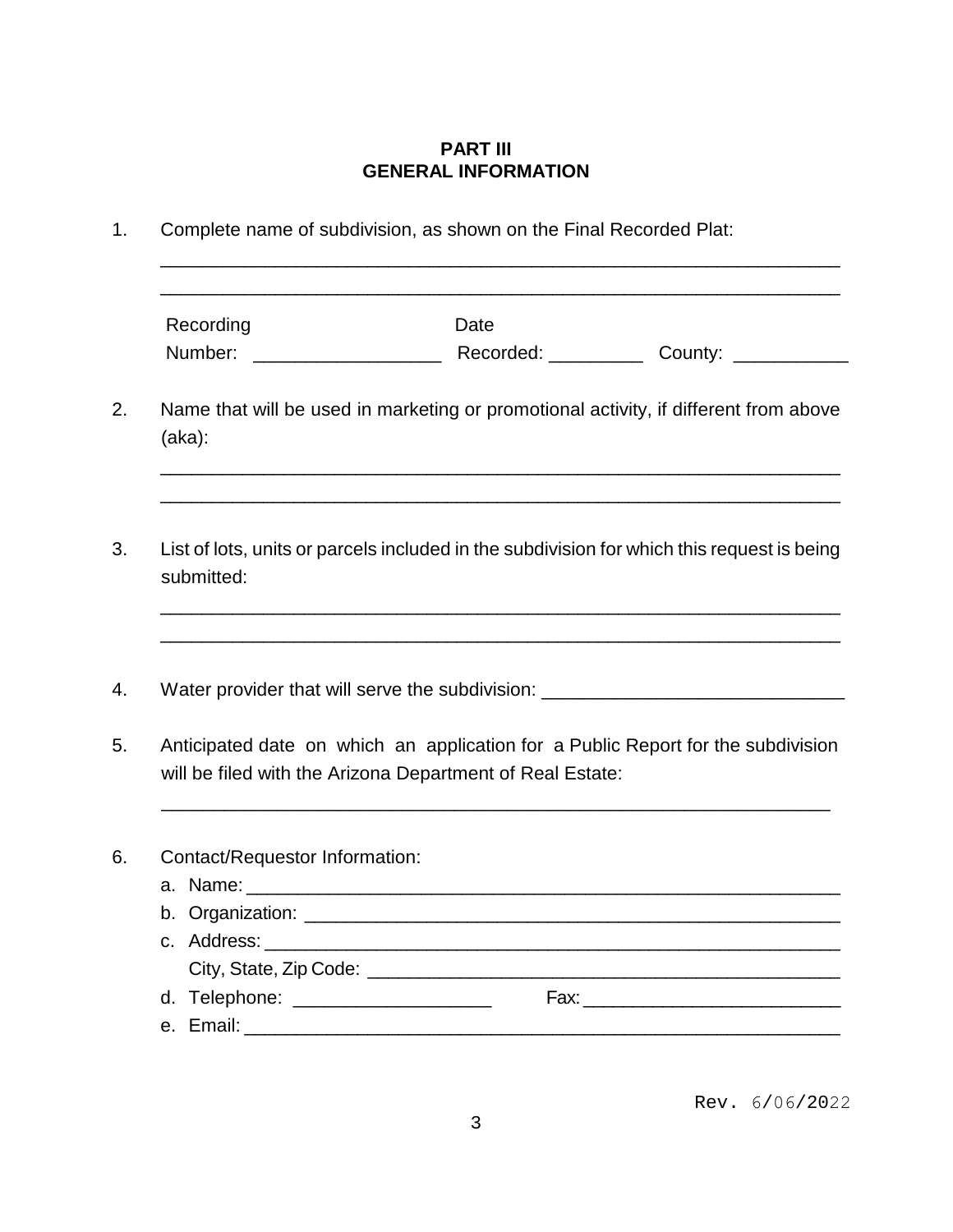## PART III
## GENERAL INFORMATION

1. Complete name of subdivision, as shown on the Final Recorded Plat:

   ________________________________________________________________

   ________________________________________________________________

   Recording Number: ____________________ Date Recorded: __________ County: ____________

2. Name that will be used in marketing or promotional activity, if different from above (aka):

   ________________________________________________________________

   ________________________________________________________________

3. List of lots, units or parcels included in the subdivision for which this request is being submitted:

   ________________________________________________________________

   ________________________________________________________________

4. Water provider that will serve the subdivision: ______________________________

5. Anticipated date on which an application for a Public Report for the subdivision will be filed with the Arizona Department of Real Estate:

   ________________________________________________________________

6. Contact/Requestor Information:
   a. Name: ____________________________________________________________
   b. Organization: ______________________________________________________
   c. Address: __________________________________________________________
      City, State, Zip Code: _________________________________________________
   d. Telephone: ____________________ Fax: __________________________
   e. Email: ____________________________________________________________

Rev. 6/06/2022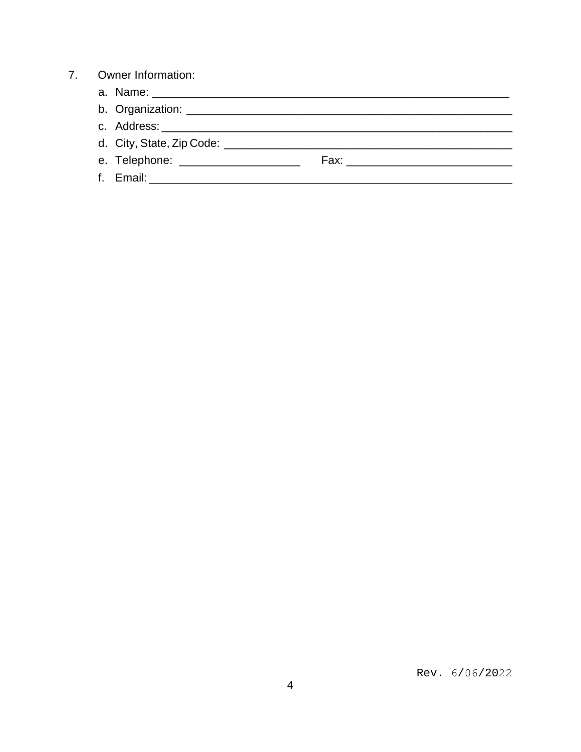7. Owner Information:

   a. Name: ___________________________________________________________

   b. Organization: ______________________________________________________

   c. Address: ___________________________________________________________

   d. City, State, Zip Code: _________________________________________________

   e. Telephone: ____________________ Fax: ___________________________

   f. Email: ____________________________________________________________

Rev. 6/06/2022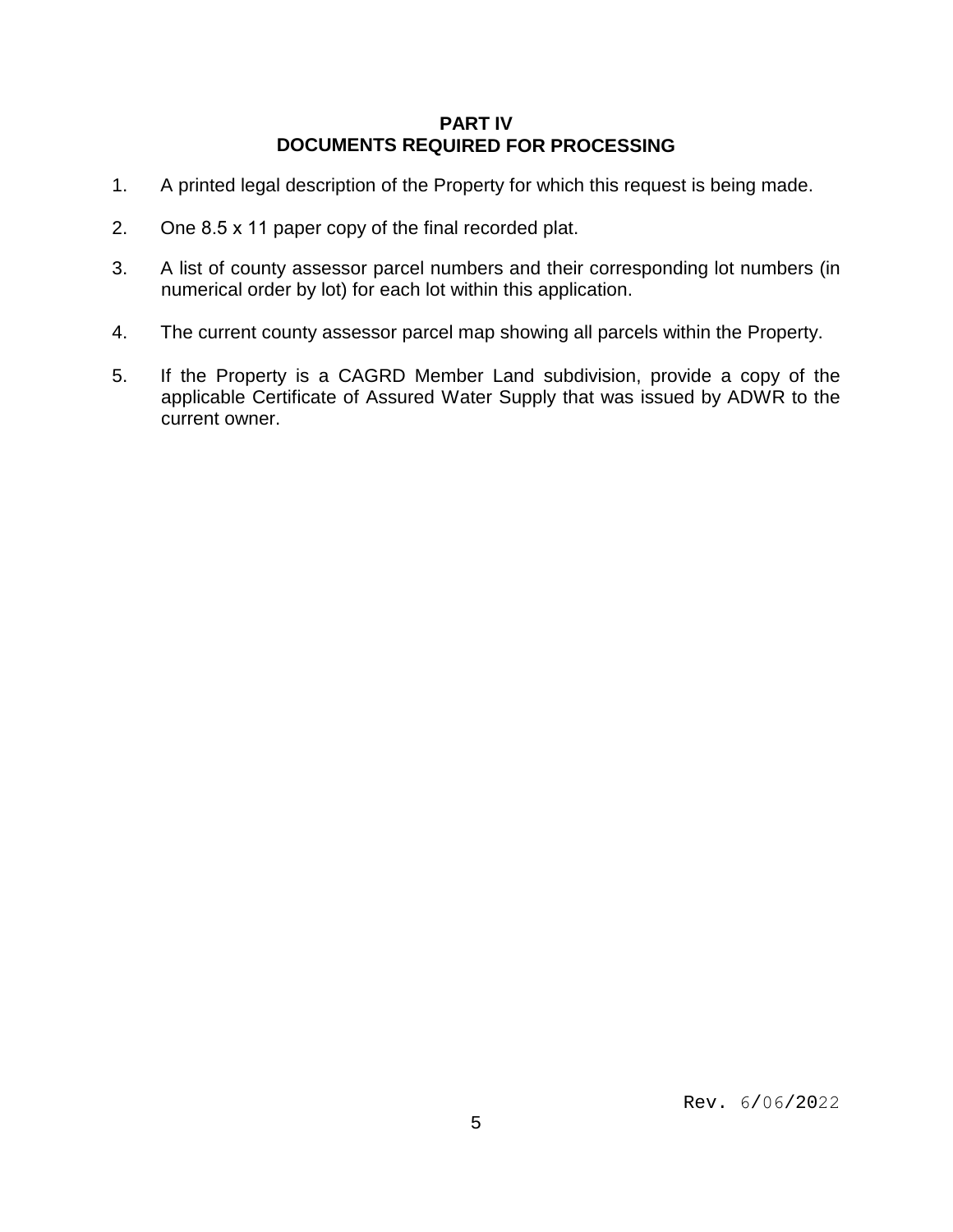# PART IV
## DOCUMENTS REQUIRED FOR PROCESSING

1. A printed legal description of the Property for which this request is being made.

2. One 8.5 x 11 paper copy of the final recorded plat.

3. A list of county assessor parcel numbers and their corresponding lot numbers (in numerical order by lot) for each lot within this application.

4. The current county assessor parcel map showing all parcels within the Property.

5. If the Property is a CAGRD Member Land subdivision, provide a copy of the applicable Certificate of Assured Water Supply that was issued by ADWR to the current owner.

Rev. 6/06/2022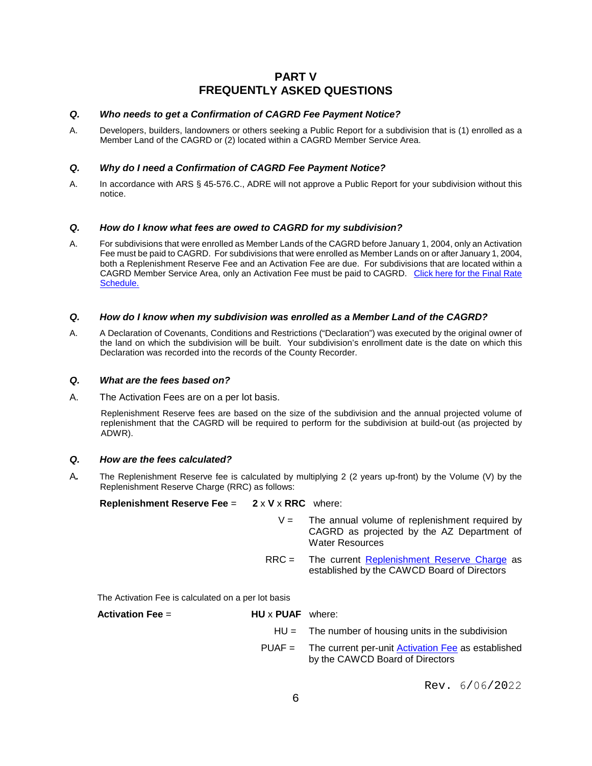# PART V
# FREQUENTLY ASKED QUESTIONS

***Q. Who needs to get a Confirmation of CAGRD Fee Payment Notice?***

A. Developers, builders, landowners or others seeking a Public Report for a subdivision that is (1) enrolled as a Member Land of the CAGRD or (2) located within a CAGRD Member Service Area.

***Q. Why do I need a Confirmation of CAGRD Fee Payment Notice?***

A. In accordance with ARS § 45-576.C., ADRE will not approve a Public Report for your subdivision without this notice.

***Q. How do I know what fees are owed to CAGRD for my subdivision?***

A. For subdivisions that were enrolled as Member Lands of the CAGRD before January 1, 2004, only an Activation Fee must be paid to CAGRD. For subdivisions that were enrolled as Member Lands on or after January 1, 2004, both a Replenishment Reserve Fee and an Activation Fee are due. For subdivisions that are located within a CAGRD Member Service Area, only an Activation Fee must be paid to CAGRD. Click here for the Final Rate Schedule.

***Q. How do I know when my subdivision was enrolled as a Member Land of the CAGRD?***

A. A Declaration of Covenants, Conditions and Restrictions ("Declaration") was executed by the original owner of the land on which the subdivision will be built. Your subdivision's enrollment date is the date on which this Declaration was recorded into the records of the County Recorder.

***Q. What are the fees based on?***

A. The Activation Fees are on a per lot basis.

Replenishment Reserve fees are based on the size of the subdivision and the annual projected volume of replenishment that the CAGRD will be required to perform for the subdivision at build-out (as projected by ADWR).

***Q. How are the fees calculated?***

A. The Replenishment Reserve fee is calculated by multiplying 2 (2 years up-front) by the Volume (V) by the Replenishment Reserve Charge (RRC) as follows:

**Replenishment Reserve Fee** = **2** x **V** x **RRC** where:

V = The annual volume of replenishment required by CAGRD as projected by the AZ Department of Water Resources

RRC = The current Replenishment Reserve Charge as established by the CAWCD Board of Directors

The Activation Fee is calculated on a per lot basis

**Activation Fee** = **HU** x **PUAF** where:

HU = The number of housing units in the subdivision

PUAF = The current per-unit Activation Fee as established by the CAWCD Board of Directors

Rev. 6/06/2022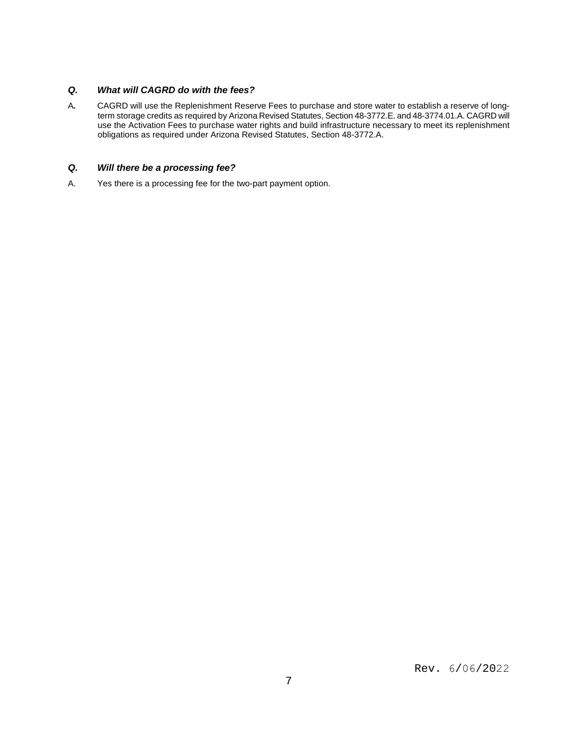***Q. What will CAGRD do with the fees?***

A. CAGRD will use the Replenishment Reserve Fees to purchase and store water to establish a reserve of long-term storage credits as required by Arizona Revised Statutes, Section 48-3772.E. and 48-3774.01.A. CAGRD will use the Activation Fees to purchase water rights and build infrastructure necessary to meet its replenishment obligations as required under Arizona Revised Statutes, Section 48-3772.A.

***Q. Will there be a processing fee?***

A. Yes there is a processing fee for the two-part payment option.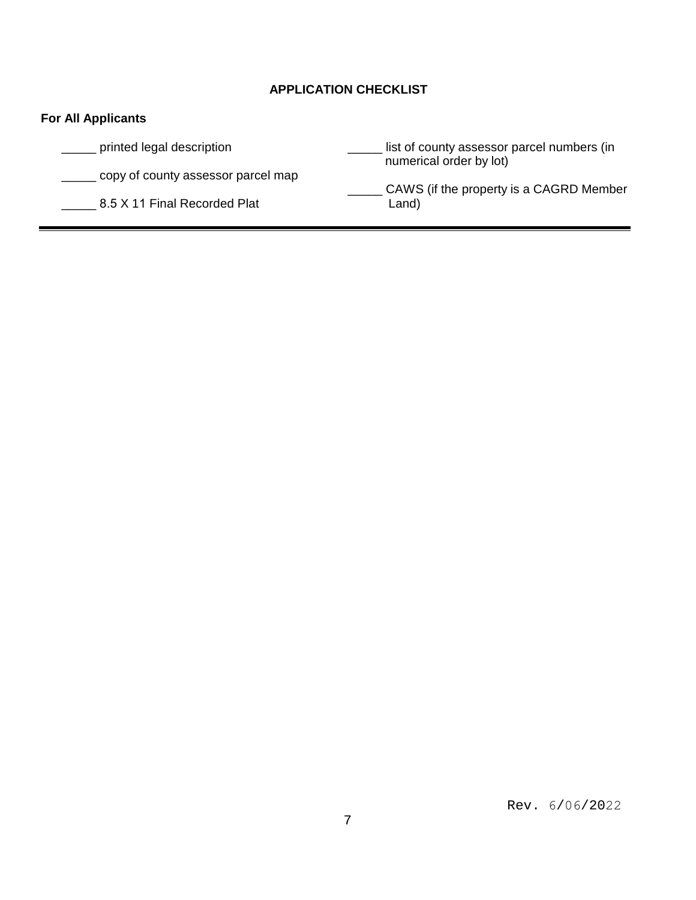## APPLICATION CHECKLIST

**For All Applicants**

_____ printed legal description

_____ copy of county assessor parcel map

_____ 8.5 X 11 Final Recorded Plat

_____ list of county assessor parcel numbers (in numerical order by lot)

_____ CAWS (if the property is a CAGRD Member Land)

---

Rev. 6/06/2022